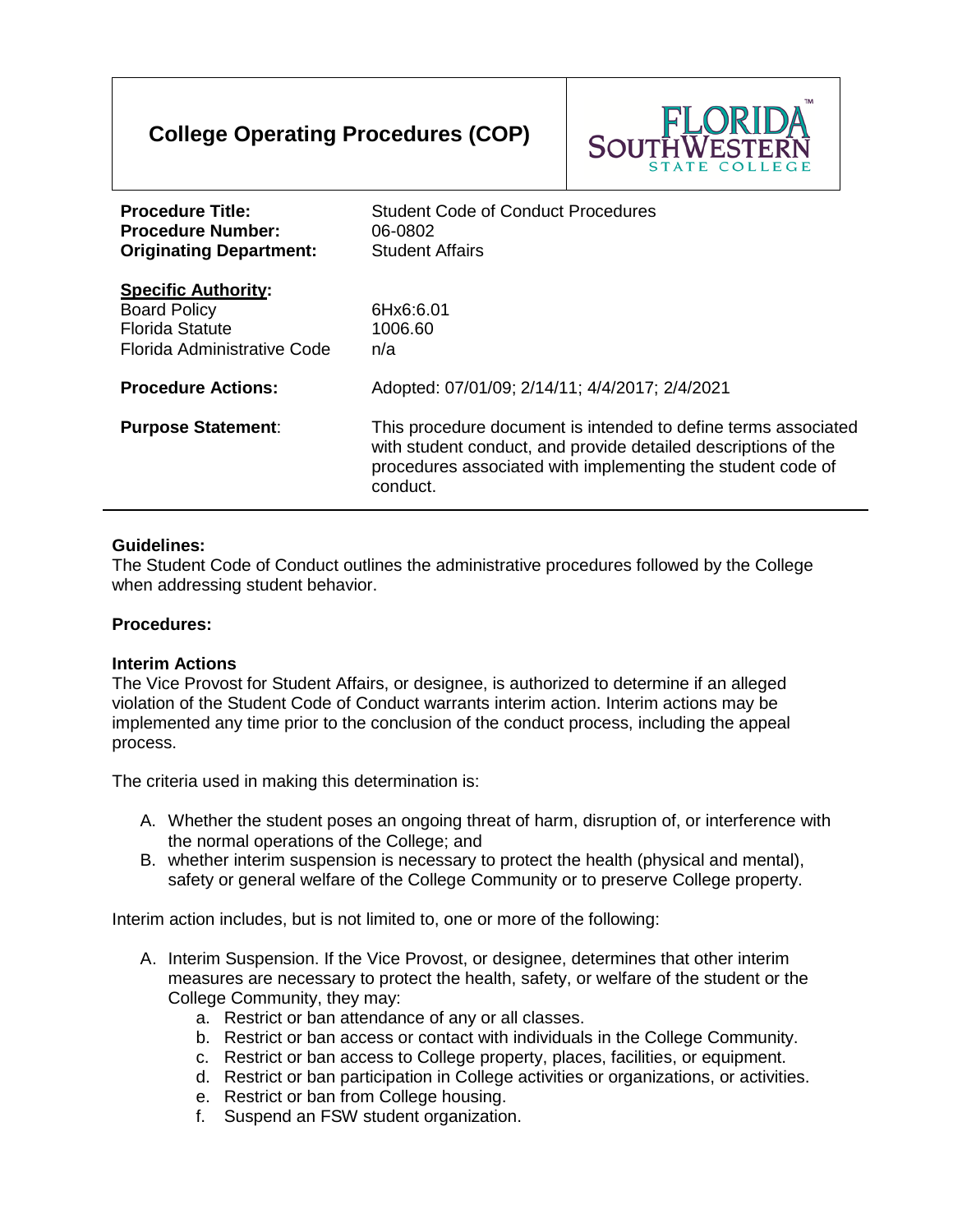# College Operating Procedures (COP)

FLORIDA SOUTHWESTERN STATE COLLEGE

| | |
|---|---|
| **Procedure Title:** | Student Code of Conduct Procedures |
| **Procedure Number:** | 06-0802 |
| **Originating Department:** | Student Affairs |
| **Specific Authority:** | |
| Board Policy | 6Hx6:6.01 |
| Florida Statute | 1006.60 |
| Florida Administrative Code | n/a |
| **Procedure Actions:** | Adopted: 07/01/09; 2/14/11; 4/4/2017; 2/4/2021 |
| **Purpose Statement:** | This procedure document is intended to define terms associated with student conduct, and provide detailed descriptions of the procedures associated with implementing the student code of conduct. |

**Guidelines:**
The Student Code of Conduct outlines the administrative procedures followed by the College when addressing student behavior.

**Procedures:**

**Interim Actions**
The Vice Provost for Student Affairs, or designee, is authorized to determine if an alleged violation of the Student Code of Conduct warrants interim action. Interim actions may be implemented any time prior to the conclusion of the conduct process, including the appeal process.

The criteria used in making this determination is:

A. Whether the student poses an ongoing threat of harm, disruption of, or interference with the normal operations of the College; and
B. whether interim suspension is necessary to protect the health (physical and mental), safety or general welfare of the College Community or to preserve College property.

Interim action includes, but is not limited to, one or more of the following:

A. Interim Suspension. If the Vice Provost, or designee, determines that other interim measures are necessary to protect the health, safety, or welfare of the student or the College Community, they may:
   a. Restrict or ban attendance of any or all classes.
   b. Restrict or ban access or contact with individuals in the College Community.
   c. Restrict or ban access to College property, places, facilities, or equipment.
   d. Restrict or ban participation in College activities or organizations, or activities.
   e. Restrict or ban from College housing.
   f. Suspend an FSW student organization.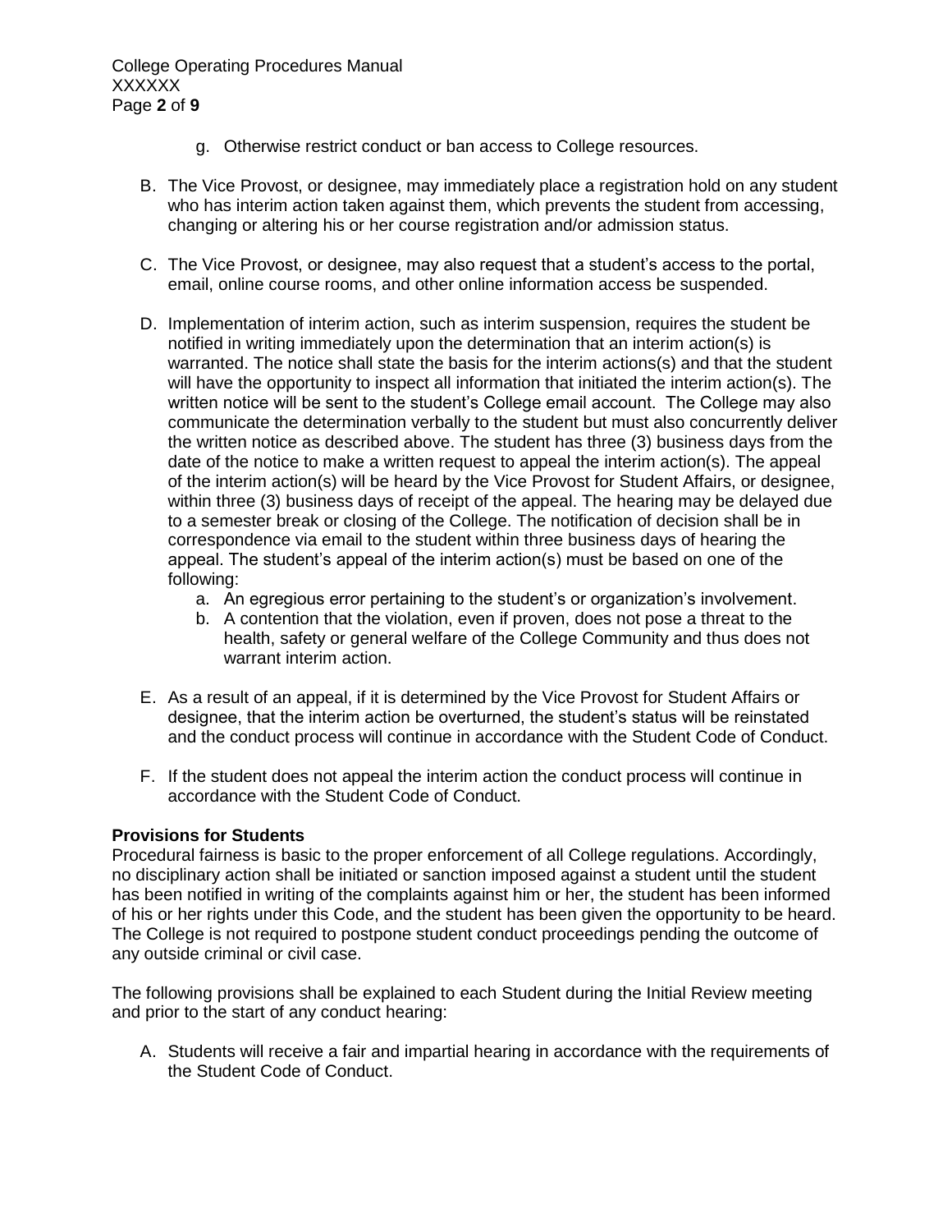g. Otherwise restrict conduct or ban access to College resources.

B. The Vice Provost, or designee, may immediately place a registration hold on any student who has interim action taken against them, which prevents the student from accessing, changing or altering his or her course registration and/or admission status.

C. The Vice Provost, or designee, may also request that a student's access to the portal, email, online course rooms, and other online information access be suspended.

D. Implementation of interim action, such as interim suspension, requires the student be notified in writing immediately upon the determination that an interim action(s) is warranted. The notice shall state the basis for the interim actions(s) and that the student will have the opportunity to inspect all information that initiated the interim action(s). The written notice will be sent to the student's College email account. The College may also communicate the determination verbally to the student but must also concurrently deliver the written notice as described above. The student has three (3) business days from the date of the notice to make a written request to appeal the interim action(s). The appeal of the interim action(s) will be heard by the Vice Provost for Student Affairs, or designee, within three (3) business days of receipt of the appeal. The hearing may be delayed due to a semester break or closing of the College. The notification of decision shall be in correspondence via email to the student within three business days of hearing the appeal. The student's appeal of the interim action(s) must be based on one of the following:
   a. An egregious error pertaining to the student's or organization's involvement.
   b. A contention that the violation, even if proven, does not pose a threat to the health, safety or general welfare of the College Community and thus does not warrant interim action.

E. As a result of an appeal, if it is determined by the Vice Provost for Student Affairs or designee, that the interim action be overturned, the student's status will be reinstated and the conduct process will continue in accordance with the Student Code of Conduct.

F. If the student does not appeal the interim action the conduct process will continue in accordance with the Student Code of Conduct.

**Provisions for Students**

Procedural fairness is basic to the proper enforcement of all College regulations. Accordingly, no disciplinary action shall be initiated or sanction imposed against a student until the student has been notified in writing of the complaints against him or her, the student has been informed of his or her rights under this Code, and the student has been given the opportunity to be heard. The College is not required to postpone student conduct proceedings pending the outcome of any outside criminal or civil case.

The following provisions shall be explained to each Student during the Initial Review meeting and prior to the start of any conduct hearing:

A. Students will receive a fair and impartial hearing in accordance with the requirements of the Student Code of Conduct.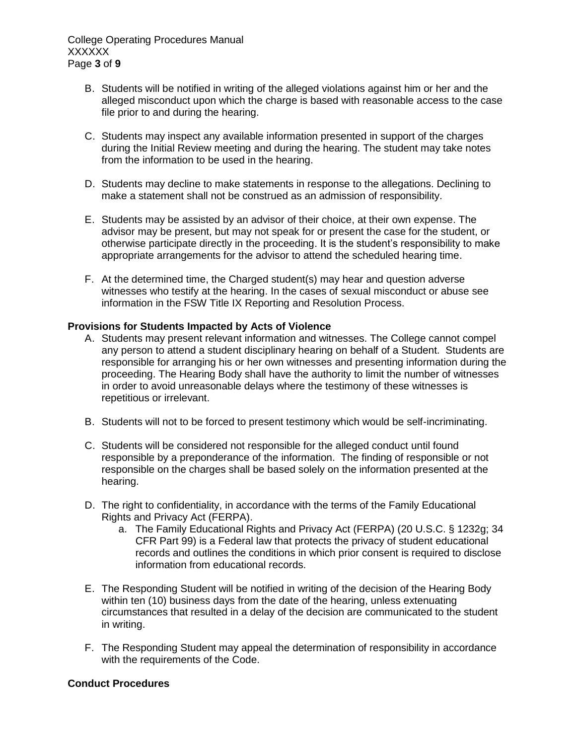B. Students will be notified in writing of the alleged violations against him or her and the alleged misconduct upon which the charge is based with reasonable access to the case file prior to and during the hearing.

C. Students may inspect any available information presented in support of the charges during the Initial Review meeting and during the hearing. The student may take notes from the information to be used in the hearing.

D. Students may decline to make statements in response to the allegations. Declining to make a statement shall not be construed as an admission of responsibility.

E. Students may be assisted by an advisor of their choice, at their own expense. The advisor may be present, but may not speak for or present the case for the student, or otherwise participate directly in the proceeding. It is the student's responsibility to make appropriate arrangements for the advisor to attend the scheduled hearing time.

F. At the determined time, the Charged student(s) may hear and question adverse witnesses who testify at the hearing. In the cases of sexual misconduct or abuse see information in the FSW Title IX Reporting and Resolution Process.

**Provisions for Students Impacted by Acts of Violence**

A. Students may present relevant information and witnesses. The College cannot compel any person to attend a student disciplinary hearing on behalf of a Student. Students are responsible for arranging his or her own witnesses and presenting information during the proceeding. The Hearing Body shall have the authority to limit the number of witnesses in order to avoid unreasonable delays where the testimony of these witnesses is repetitious or irrelevant.

B. Students will not to be forced to present testimony which would be self-incriminating.

C. Students will be considered not responsible for the alleged conduct until found responsible by a preponderance of the information. The finding of responsible or not responsible on the charges shall be based solely on the information presented at the hearing.

D. The right to confidentiality, in accordance with the terms of the Family Educational Rights and Privacy Act (FERPA).
   a. The Family Educational Rights and Privacy Act (FERPA) (20 U.S.C. § 1232g; 34 CFR Part 99) is a Federal law that protects the privacy of student educational records and outlines the conditions in which prior consent is required to disclose information from educational records.

E. The Responding Student will be notified in writing of the decision of the Hearing Body within ten (10) business days from the date of the hearing, unless extenuating circumstances that resulted in a delay of the decision are communicated to the student in writing.

F. The Responding Student may appeal the determination of responsibility in accordance with the requirements of the Code.

**Conduct Procedures**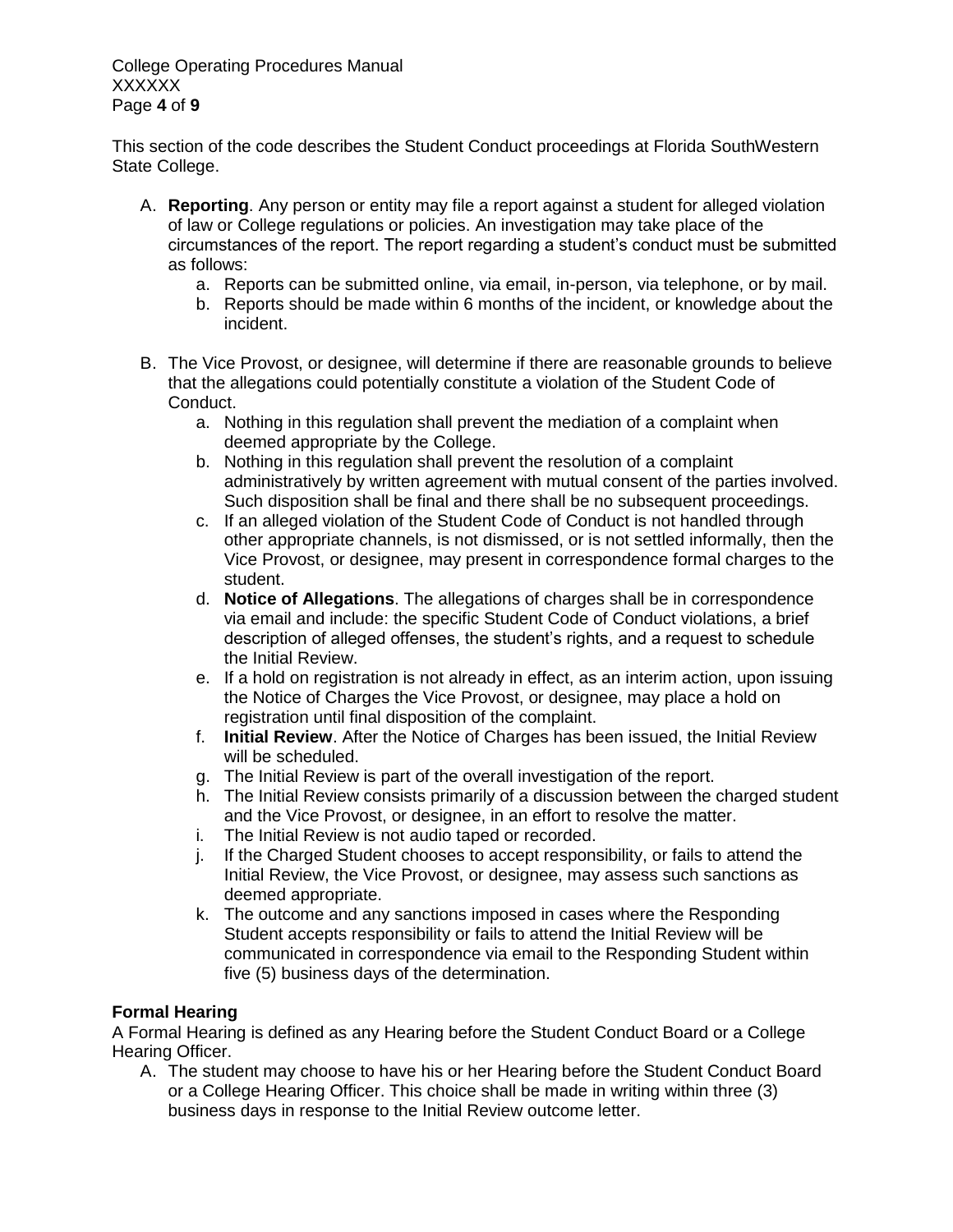This section of the code describes the Student Conduct proceedings at Florida SouthWestern State College.

A. **Reporting**. Any person or entity may file a report against a student for alleged violation of law or College regulations or policies. An investigation may take place of the circumstances of the report. The report regarding a student's conduct must be submitted as follows:
    a. Reports can be submitted online, via email, in-person, via telephone, or by mail.
    b. Reports should be made within 6 months of the incident, or knowledge about the incident.

B. The Vice Provost, or designee, will determine if there are reasonable grounds to believe that the allegations could potentially constitute a violation of the Student Code of Conduct.
    a. Nothing in this regulation shall prevent the mediation of a complaint when deemed appropriate by the College.
    b. Nothing in this regulation shall prevent the resolution of a complaint administratively by written agreement with mutual consent of the parties involved. Such disposition shall be final and there shall be no subsequent proceedings.
    c. If an alleged violation of the Student Code of Conduct is not handled through other appropriate channels, is not dismissed, or is not settled informally, then the Vice Provost, or designee, may present in correspondence formal charges to the student.
    d. **Notice of Allegations**. The allegations of charges shall be in correspondence via email and include: the specific Student Code of Conduct violations, a brief description of alleged offenses, the student's rights, and a request to schedule the Initial Review.
    e. If a hold on registration is not already in effect, as an interim action, upon issuing the Notice of Charges the Vice Provost, or designee, may place a hold on registration until final disposition of the complaint.
    f. **Initial Review**. After the Notice of Charges has been issued, the Initial Review will be scheduled.
    g. The Initial Review is part of the overall investigation of the report.
    h. The Initial Review consists primarily of a discussion between the charged student and the Vice Provost, or designee, in an effort to resolve the matter.
    i. The Initial Review is not audio taped or recorded.
    j. If the Charged Student chooses to accept responsibility, or fails to attend the Initial Review, the Vice Provost, or designee, may assess such sanctions as deemed appropriate.
    k. The outcome and any sanctions imposed in cases where the Responding Student accepts responsibility or fails to attend the Initial Review will be communicated in correspondence via email to the Responding Student within five (5) business days of the determination.

**Formal Hearing**

A Formal Hearing is defined as any Hearing before the Student Conduct Board or a College Hearing Officer.

A. The student may choose to have his or her Hearing before the Student Conduct Board or a College Hearing Officer. This choice shall be made in writing within three (3) business days in response to the Initial Review outcome letter.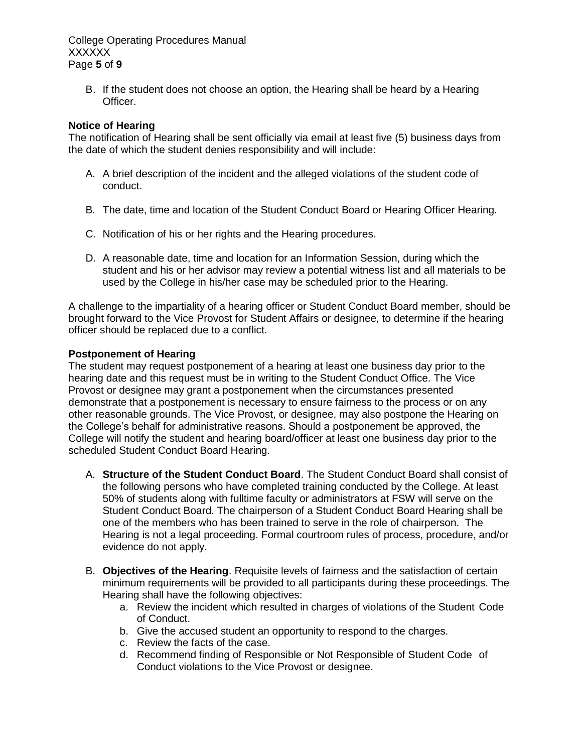B. If the student does not choose an option, the Hearing shall be heard by a Hearing Officer.

**Notice of Hearing**

The notification of Hearing shall be sent officially via email at least five (5) business days from the date of which the student denies responsibility and will include:

A. A brief description of the incident and the alleged violations of the student code of conduct.

B. The date, time and location of the Student Conduct Board or Hearing Officer Hearing.

C. Notification of his or her rights and the Hearing procedures.

D. A reasonable date, time and location for an Information Session, during which the student and his or her advisor may review a potential witness list and all materials to be used by the College in his/her case may be scheduled prior to the Hearing.

A challenge to the impartiality of a hearing officer or Student Conduct Board member, should be brought forward to the Vice Provost for Student Affairs or designee, to determine if the hearing officer should be replaced due to a conflict.

**Postponement of Hearing**

The student may request postponement of a hearing at least one business day prior to the hearing date and this request must be in writing to the Student Conduct Office. The Vice Provost or designee may grant a postponement when the circumstances presented demonstrate that a postponement is necessary to ensure fairness to the process or on any other reasonable grounds. The Vice Provost, or designee, may also postpone the Hearing on the College's behalf for administrative reasons. Should a postponement be approved, the College will notify the student and hearing board/officer at least one business day prior to the scheduled Student Conduct Board Hearing.

A. **Structure of the Student Conduct Board**. The Student Conduct Board shall consist of the following persons who have completed training conducted by the College. At least 50% of students along with fulltime faculty or administrators at FSW will serve on the Student Conduct Board. The chairperson of a Student Conduct Board Hearing shall be one of the members who has been trained to serve in the role of chairperson. The Hearing is not a legal proceeding. Formal courtroom rules of process, procedure, and/or evidence do not apply.

B. **Objectives of the Hearing**. Requisite levels of fairness and the satisfaction of certain minimum requirements will be provided to all participants during these proceedings. The Hearing shall have the following objectives:
   a. Review the incident which resulted in charges of violations of the Student Code of Conduct.
   b. Give the accused student an opportunity to respond to the charges.
   c. Review the facts of the case.
   d. Recommend finding of Responsible or Not Responsible of Student Code of Conduct violations to the Vice Provost or designee.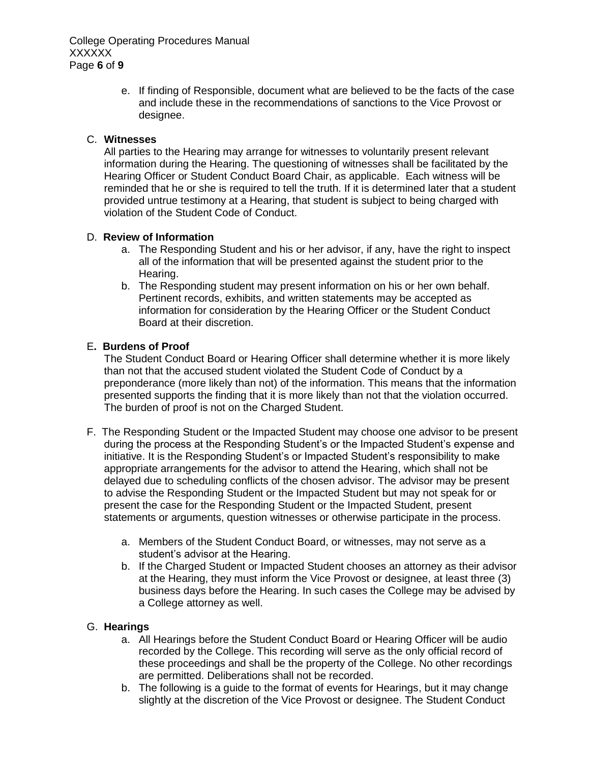e. If finding of Responsible, document what are believed to be the facts of the case and include these in the recommendations of sanctions to the Vice Provost or designee.

C. **Witnesses**

All parties to the Hearing may arrange for witnesses to voluntarily present relevant information during the Hearing. The questioning of witnesses shall be facilitated by the Hearing Officer or Student Conduct Board Chair, as applicable. Each witness will be reminded that he or she is required to tell the truth. If it is determined later that a student provided untrue testimony at a Hearing, that student is subject to being charged with violation of the Student Code of Conduct.

D. **Review of Information**

a. The Responding Student and his or her advisor, if any, have the right to inspect all of the information that will be presented against the student prior to the Hearing.

b. The Responding student may present information on his or her own behalf. Pertinent records, exhibits, and written statements may be accepted as information for consideration by the Hearing Officer or the Student Conduct Board at their discretion.

E**. Burdens of Proof**

The Student Conduct Board or Hearing Officer shall determine whether it is more likely than not that the accused student violated the Student Code of Conduct by a preponderance (more likely than not) of the information. This means that the information presented supports the finding that it is more likely than not that the violation occurred. The burden of proof is not on the Charged Student.

F. The Responding Student or the Impacted Student may choose one advisor to be present during the process at the Responding Student's or the Impacted Student's expense and initiative. It is the Responding Student's or Impacted Student's responsibility to make appropriate arrangements for the advisor to attend the Hearing, which shall not be delayed due to scheduling conflicts of the chosen advisor. The advisor may be present to advise the Responding Student or the Impacted Student but may not speak for or present the case for the Responding Student or the Impacted Student, present statements or arguments, question witnesses or otherwise participate in the process.

a. Members of the Student Conduct Board, or witnesses, may not serve as a student's advisor at the Hearing.

b. If the Charged Student or Impacted Student chooses an attorney as their advisor at the Hearing, they must inform the Vice Provost or designee, at least three (3) business days before the Hearing. In such cases the College may be advised by a College attorney as well.

G. **Hearings**

a. All Hearings before the Student Conduct Board or Hearing Officer will be audio recorded by the College. This recording will serve as the only official record of these proceedings and shall be the property of the College. No other recordings are permitted. Deliberations shall not be recorded.

b. The following is a guide to the format of events for Hearings, but it may change slightly at the discretion of the Vice Provost or designee. The Student Conduct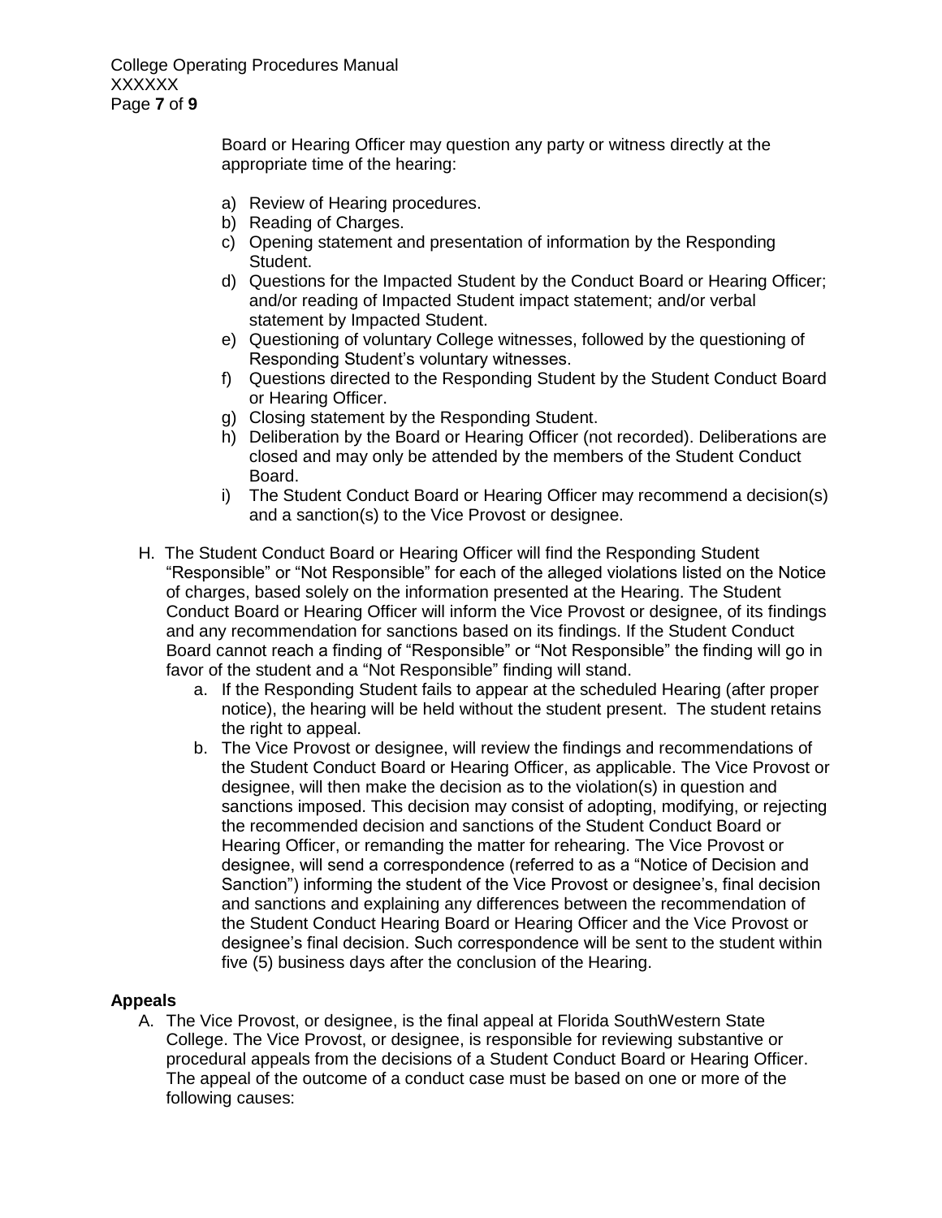Board or Hearing Officer may question any party or witness directly at the appropriate time of the hearing:

a) Review of Hearing procedures.
b) Reading of Charges.
c) Opening statement and presentation of information by the Responding Student.
d) Questions for the Impacted Student by the Conduct Board or Hearing Officer; and/or reading of Impacted Student impact statement; and/or verbal statement by Impacted Student.
e) Questioning of voluntary College witnesses, followed by the questioning of Responding Student's voluntary witnesses.
f) Questions directed to the Responding Student by the Student Conduct Board or Hearing Officer.
g) Closing statement by the Responding Student.
h) Deliberation by the Board or Hearing Officer (not recorded). Deliberations are closed and may only be attended by the members of the Student Conduct Board.
i) The Student Conduct Board or Hearing Officer may recommend a decision(s) and a sanction(s) to the Vice Provost or designee.

H. The Student Conduct Board or Hearing Officer will find the Responding Student "Responsible" or "Not Responsible" for each of the alleged violations listed on the Notice of charges, based solely on the information presented at the Hearing. The Student Conduct Board or Hearing Officer will inform the Vice Provost or designee, of its findings and any recommendation for sanctions based on its findings. If the Student Conduct Board cannot reach a finding of "Responsible" or "Not Responsible" the finding will go in favor of the student and a "Not Responsible" finding will stand.
   a. If the Responding Student fails to appear at the scheduled Hearing (after proper notice), the hearing will be held without the student present. The student retains the right to appeal.
   b. The Vice Provost or designee, will review the findings and recommendations of the Student Conduct Board or Hearing Officer, as applicable. The Vice Provost or designee, will then make the decision as to the violation(s) in question and sanctions imposed. This decision may consist of adopting, modifying, or rejecting the recommended decision and sanctions of the Student Conduct Board or Hearing Officer, or remanding the matter for rehearing. The Vice Provost or designee, will send a correspondence (referred to as a "Notice of Decision and Sanction") informing the student of the Vice Provost or designee's, final decision and sanctions and explaining any differences between the recommendation of the Student Conduct Hearing Board or Hearing Officer and the Vice Provost or designee's final decision. Such correspondence will be sent to the student within five (5) business days after the conclusion of the Hearing.

**Appeals**

A. The Vice Provost, or designee, is the final appeal at Florida SouthWestern State College. The Vice Provost, or designee, is responsible for reviewing substantive or procedural appeals from the decisions of a Student Conduct Board or Hearing Officer. The appeal of the outcome of a conduct case must be based on one or more of the following causes: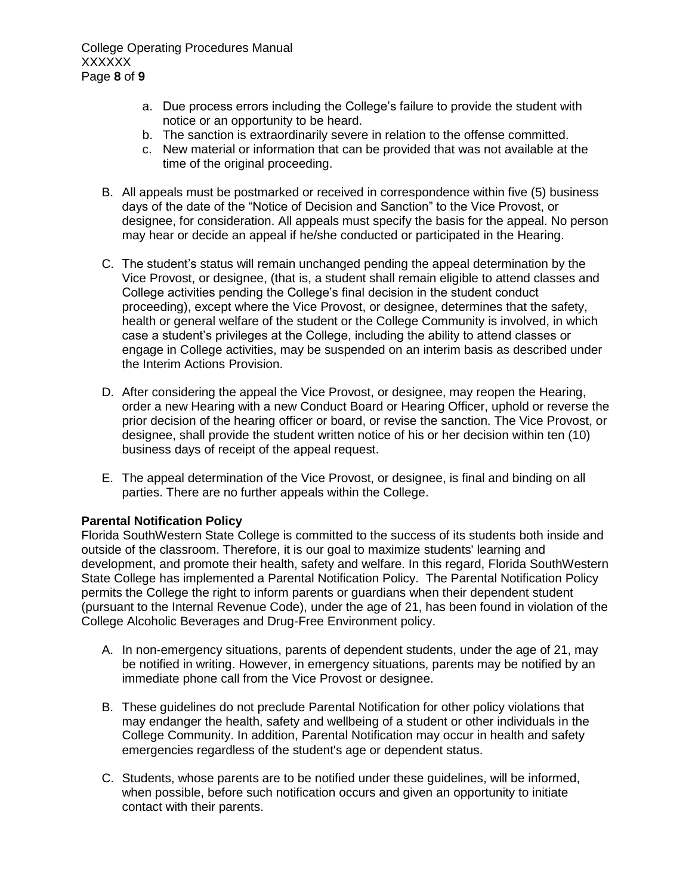a. Due process errors including the College's failure to provide the student with notice or an opportunity to be heard.
   b. The sanction is extraordinarily severe in relation to the offense committed.
   c. New material or information that can be provided that was not available at the time of the original proceeding.

B. All appeals must be postmarked or received in correspondence within five (5) business days of the date of the "Notice of Decision and Sanction" to the Vice Provost, or designee, for consideration. All appeals must specify the basis for the appeal. No person may hear or decide an appeal if he/she conducted or participated in the Hearing.

C. The student's status will remain unchanged pending the appeal determination by the Vice Provost, or designee, (that is, a student shall remain eligible to attend classes and College activities pending the College's final decision in the student conduct proceeding), except where the Vice Provost, or designee, determines that the safety, health or general welfare of the student or the College Community is involved, in which case a student's privileges at the College, including the ability to attend classes or engage in College activities, may be suspended on an interim basis as described under the Interim Actions Provision.

D. After considering the appeal the Vice Provost, or designee, may reopen the Hearing, order a new Hearing with a new Conduct Board or Hearing Officer, uphold or reverse the prior decision of the hearing officer or board, or revise the sanction. The Vice Provost, or designee, shall provide the student written notice of his or her decision within ten (10) business days of receipt of the appeal request.

E. The appeal determination of the Vice Provost, or designee, is final and binding on all parties. There are no further appeals within the College.

**Parental Notification Policy**

Florida SouthWestern State College is committed to the success of its students both inside and outside of the classroom. Therefore, it is our goal to maximize students' learning and development, and promote their health, safety and welfare. In this regard, Florida SouthWestern State College has implemented a Parental Notification Policy. The Parental Notification Policy permits the College the right to inform parents or guardians when their dependent student (pursuant to the Internal Revenue Code), under the age of 21, has been found in violation of the College Alcoholic Beverages and Drug-Free Environment policy.

A. In non-emergency situations, parents of dependent students, under the age of 21, may be notified in writing. However, in emergency situations, parents may be notified by an immediate phone call from the Vice Provost or designee.

B. These guidelines do not preclude Parental Notification for other policy violations that may endanger the health, safety and wellbeing of a student or other individuals in the College Community. In addition, Parental Notification may occur in health and safety emergencies regardless of the student's age or dependent status.

C. Students, whose parents are to be notified under these guidelines, will be informed, when possible, before such notification occurs and given an opportunity to initiate contact with their parents.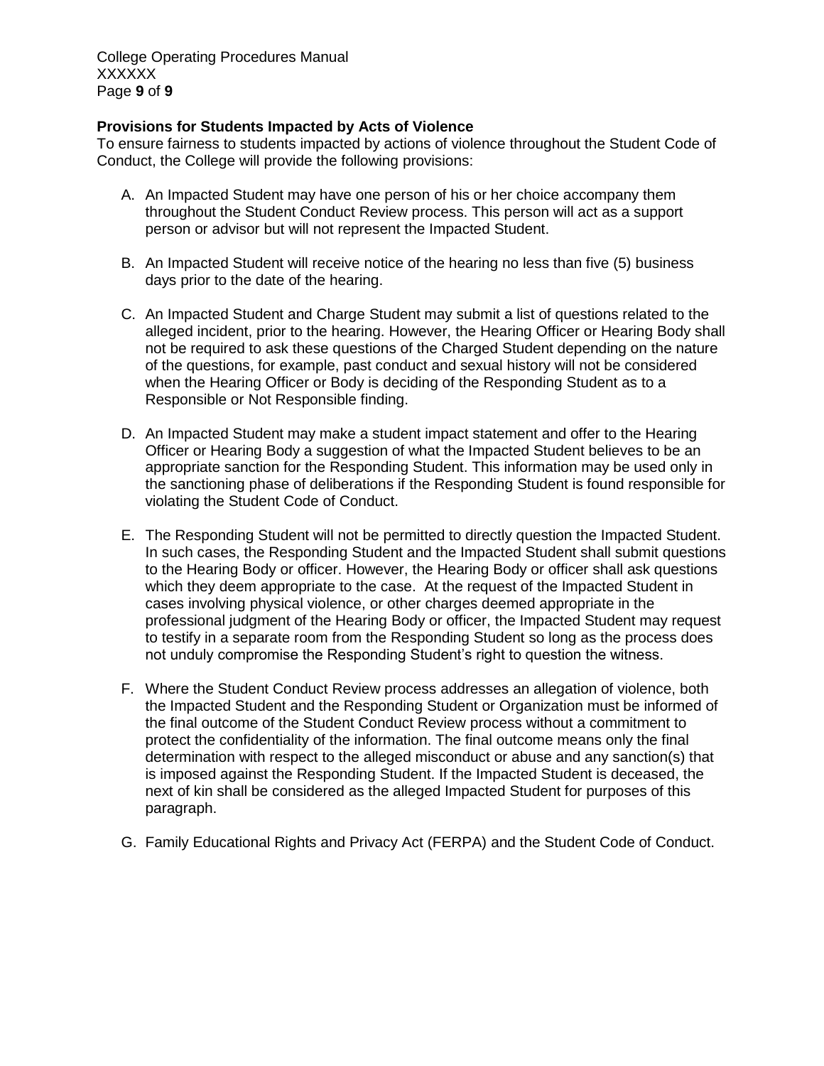**Provisions for Students Impacted by Acts of Violence**

To ensure fairness to students impacted by actions of violence throughout the Student Code of Conduct, the College will provide the following provisions:

A. An Impacted Student may have one person of his or her choice accompany them throughout the Student Conduct Review process. This person will act as a support person or advisor but will not represent the Impacted Student.

B. An Impacted Student will receive notice of the hearing no less than five (5) business days prior to the date of the hearing.

C. An Impacted Student and Charge Student may submit a list of questions related to the alleged incident, prior to the hearing. However, the Hearing Officer or Hearing Body shall not be required to ask these questions of the Charged Student depending on the nature of the questions, for example, past conduct and sexual history will not be considered when the Hearing Officer or Body is deciding of the Responding Student as to a Responsible or Not Responsible finding.

D. An Impacted Student may make a student impact statement and offer to the Hearing Officer or Hearing Body a suggestion of what the Impacted Student believes to be an appropriate sanction for the Responding Student. This information may be used only in the sanctioning phase of deliberations if the Responding Student is found responsible for violating the Student Code of Conduct.

E. The Responding Student will not be permitted to directly question the Impacted Student. In such cases, the Responding Student and the Impacted Student shall submit questions to the Hearing Body or officer. However, the Hearing Body or officer shall ask questions which they deem appropriate to the case. At the request of the Impacted Student in cases involving physical violence, or other charges deemed appropriate in the professional judgment of the Hearing Body or officer, the Impacted Student may request to testify in a separate room from the Responding Student so long as the process does not unduly compromise the Responding Student's right to question the witness.

F. Where the Student Conduct Review process addresses an allegation of violence, both the Impacted Student and the Responding Student or Organization must be informed of the final outcome of the Student Conduct Review process without a commitment to protect the confidentiality of the information. The final outcome means only the final determination with respect to the alleged misconduct or abuse and any sanction(s) that is imposed against the Responding Student. If the Impacted Student is deceased, the next of kin shall be considered as the alleged Impacted Student for purposes of this paragraph.

G. Family Educational Rights and Privacy Act (FERPA) and the Student Code of Conduct.